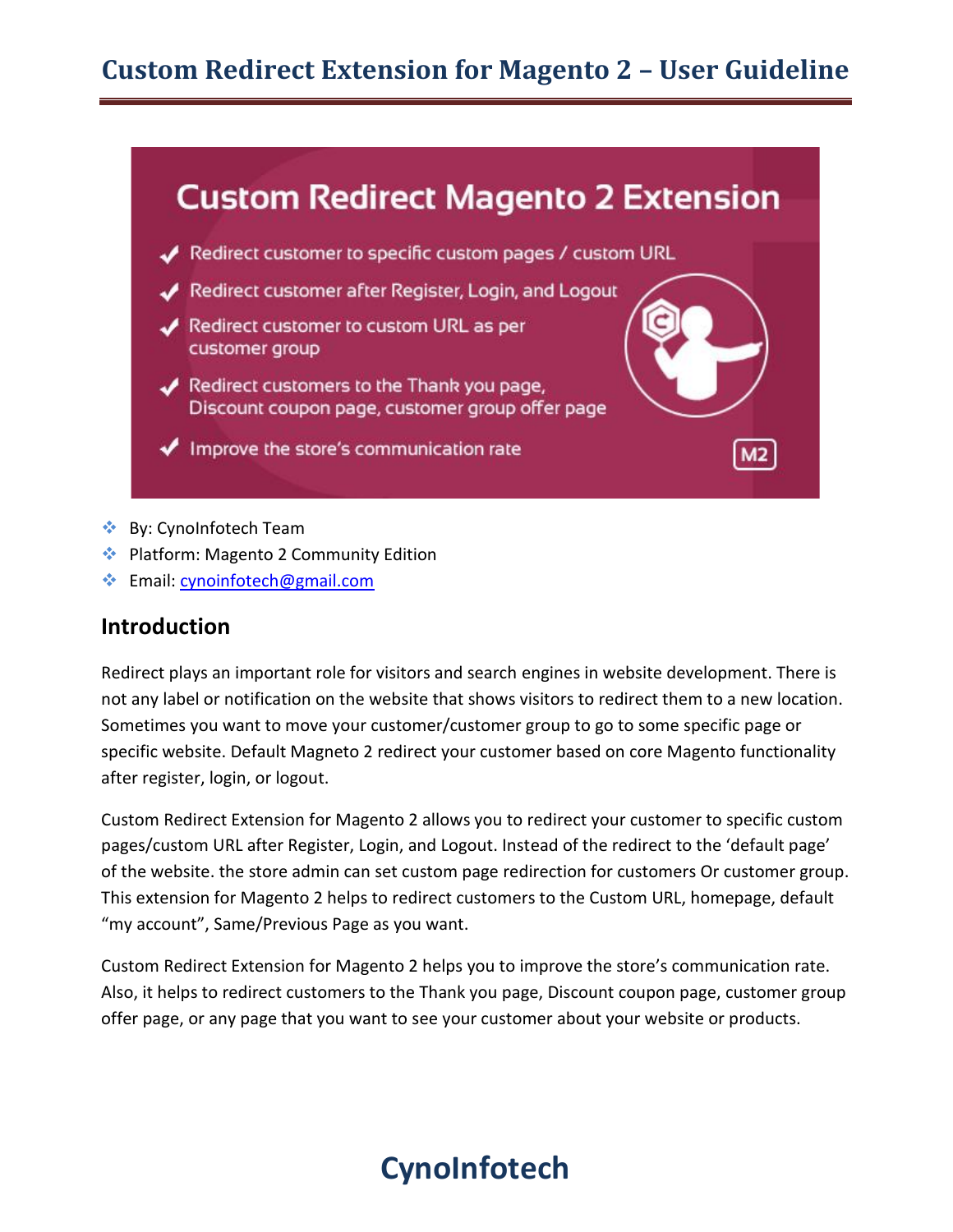# Custom Redirect Extension for Magento 2 – User Guideline

## Custom Redirect Magento 2 Extension

- Redirect customer to specific custom pages / custom URL
- Redirect customer after Register, Login, and Logout
- Redirect customer to custom URL as per customer group
- Redirect customers to the Thank you page, Discount coupon page, customer group offer page
- Improve the store's communication rate

M2

- By: CynoInfotech Team
- Platform: Magento 2 Community Edition
- Email: cynoinfotech@gmail.com

## Introduction

Redirect plays an important role for visitors and search engines in website development. There is not any label or notification on the website that shows visitors to redirect them to a new location. Sometimes you want to move your customer/customer group to go to some specific page or specific website. Default Magneto 2 redirect your customer based on core Magento functionality after register, login, or logout.

Custom Redirect Extension for Magento 2 allows you to redirect your customer to specific custom pages/custom URL after Register, Login, and Logout. Instead of the redirect to the 'default page' of the website. the store admin can set custom page redirection for customers Or customer group. This extension for Magento 2 helps to redirect customers to the Custom URL, homepage, default "my account", Same/Previous Page as you want.

Custom Redirect Extension for Magento 2 helps you to improve the store's communication rate. Also, it helps to redirect customers to the Thank you page, Discount coupon page, customer group offer page, or any page that you want to see your customer about your website or products.

CynoInfotech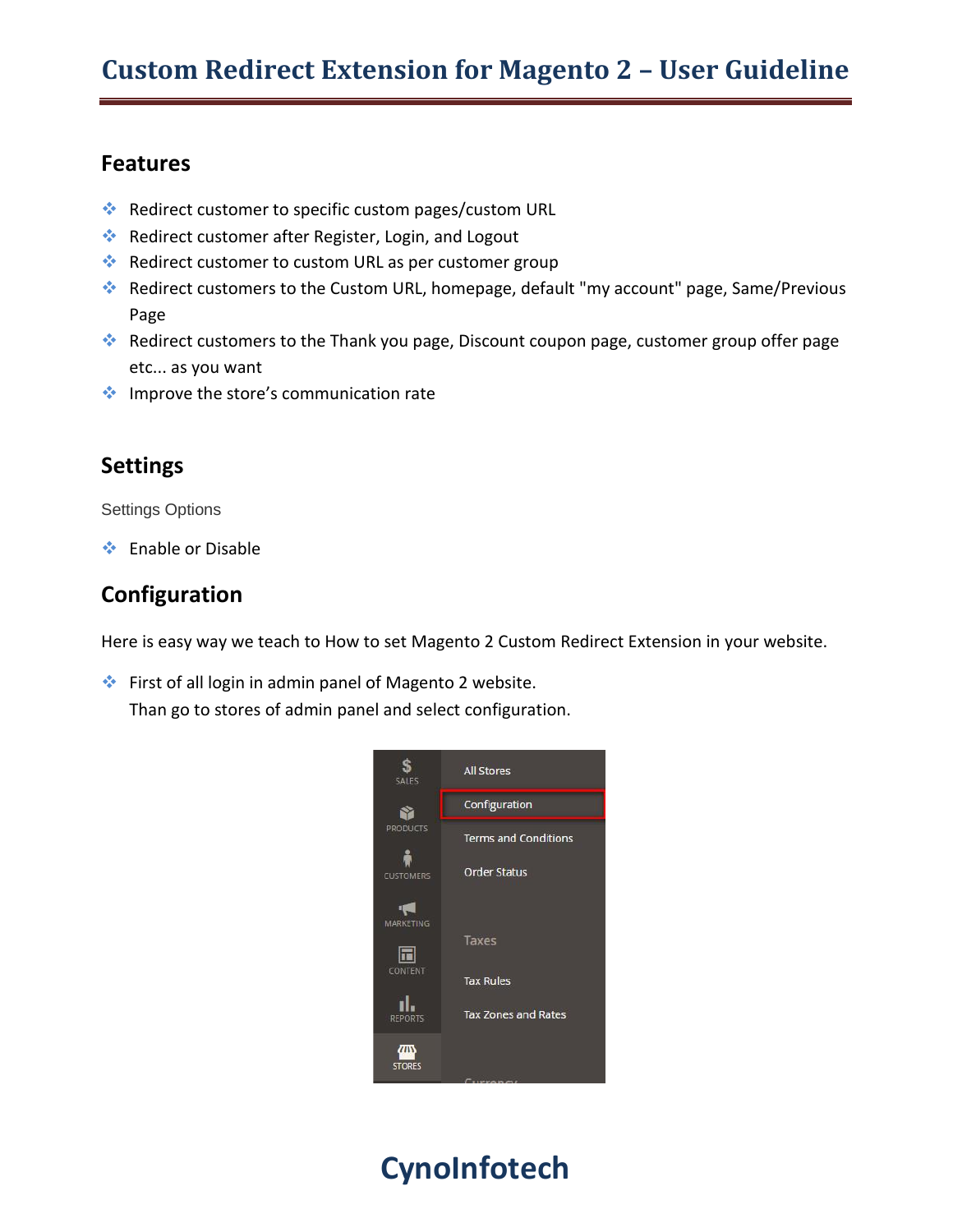# Custom Redirect Extension for Magento 2 – User Guideline

## Features

- Redirect customer to specific custom pages/custom URL
- Redirect customer after Register, Login, and Logout
- Redirect customer to custom URL as per customer group
- Redirect customers to the Custom URL, homepage, default "my account" page, Same/Previous Page
- Redirect customers to the Thank you page, Discount coupon page, customer group offer page etc... as you want
- Improve the store's communication rate

## Settings

Settings Options

- Enable or Disable

## Configuration

Here is easy way we teach to How to set Magento 2 Custom Redirect Extension in your website.

- First of all login in admin panel of Magento 2 website.
  Than go to stores of admin panel and select configuration.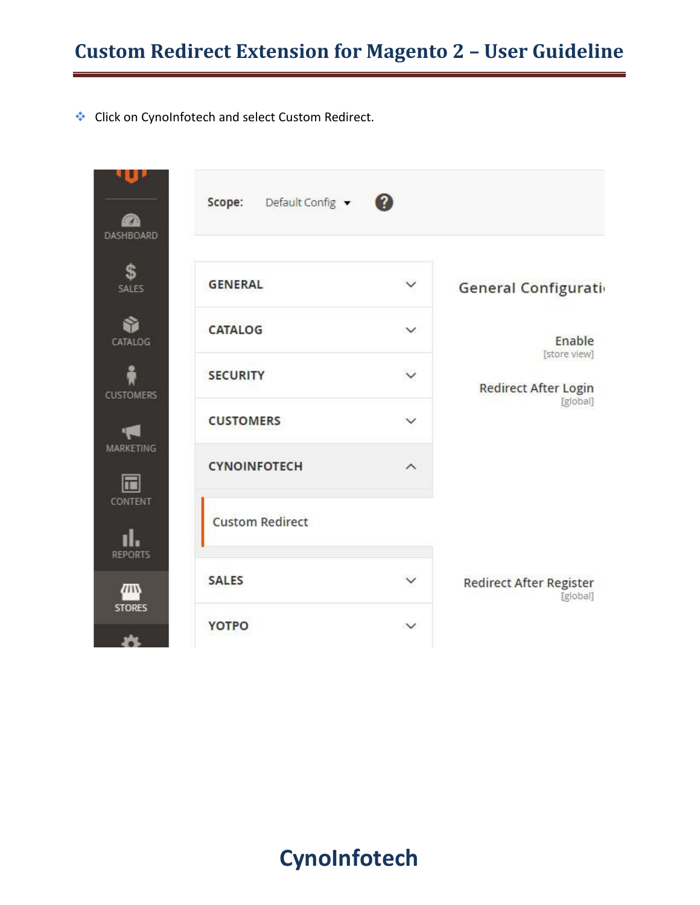- Click on CynoInfotech and select Custom Redirect.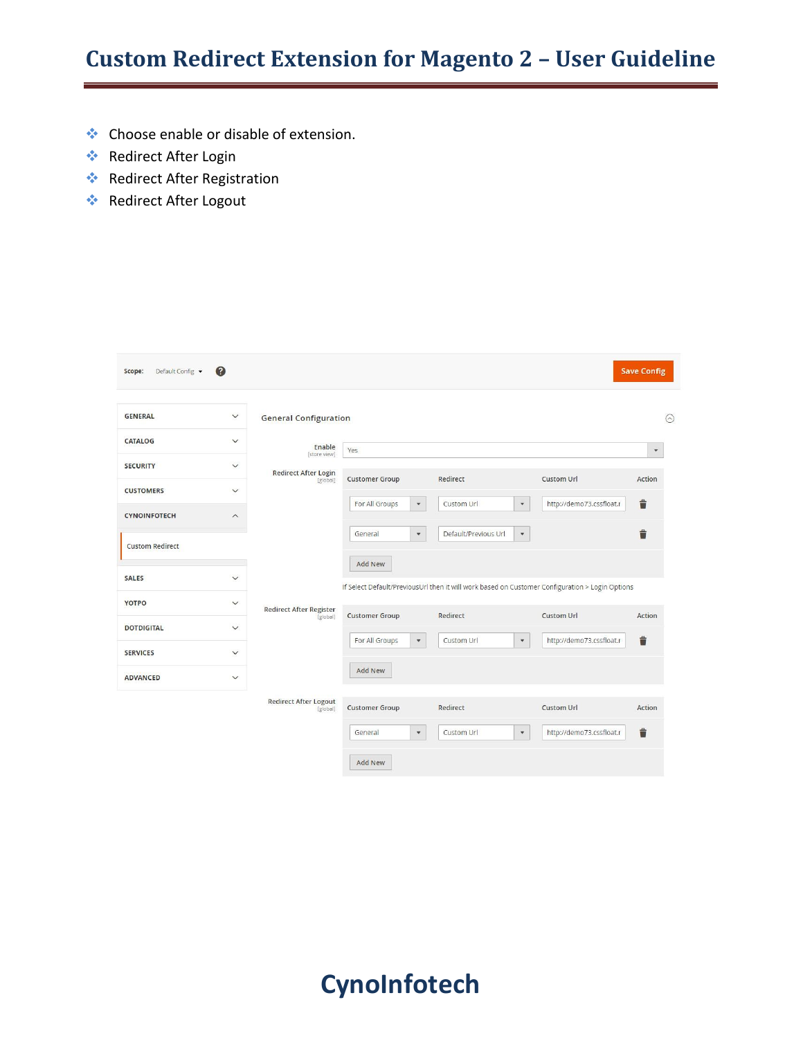- Choose enable or disable of extension.
- Redirect After Login
- Redirect After Registration
- Redirect After Logout

Scope: Default Config

Save Config

GENERAL
CATALOG
SECURITY
CUSTOMERS
CYNOINFOTECH
Custom Redirect
SALES
YOTPO
DOTDIGITAL
SERVICES
ADVANCED

General Configuration

Enable [store view]: Yes

Redirect After Login [global]

| Customer Group | Redirect | Custom Url | Action |
| --- | --- | --- | --- |
| For All Groups | Custom Url | http://demo73.cssfloat.r | |
| General | Default/Previous Url | | |

Add New

If Select Default/PreviousUrl then it will work based on Customer Configuration > Login Options

Redirect After Register [global]

| Customer Group | Redirect | Custom Url | Action |
| --- | --- | --- | --- |
| For All Groups | Custom Url | http://demo73.cssfloat.r | |

Add New

Redirect After Logout [global]

| Customer Group | Redirect | Custom Url | Action |
| --- | --- | --- | --- |
| General | Custom Url | http://demo73.cssfloat.r | |

Add New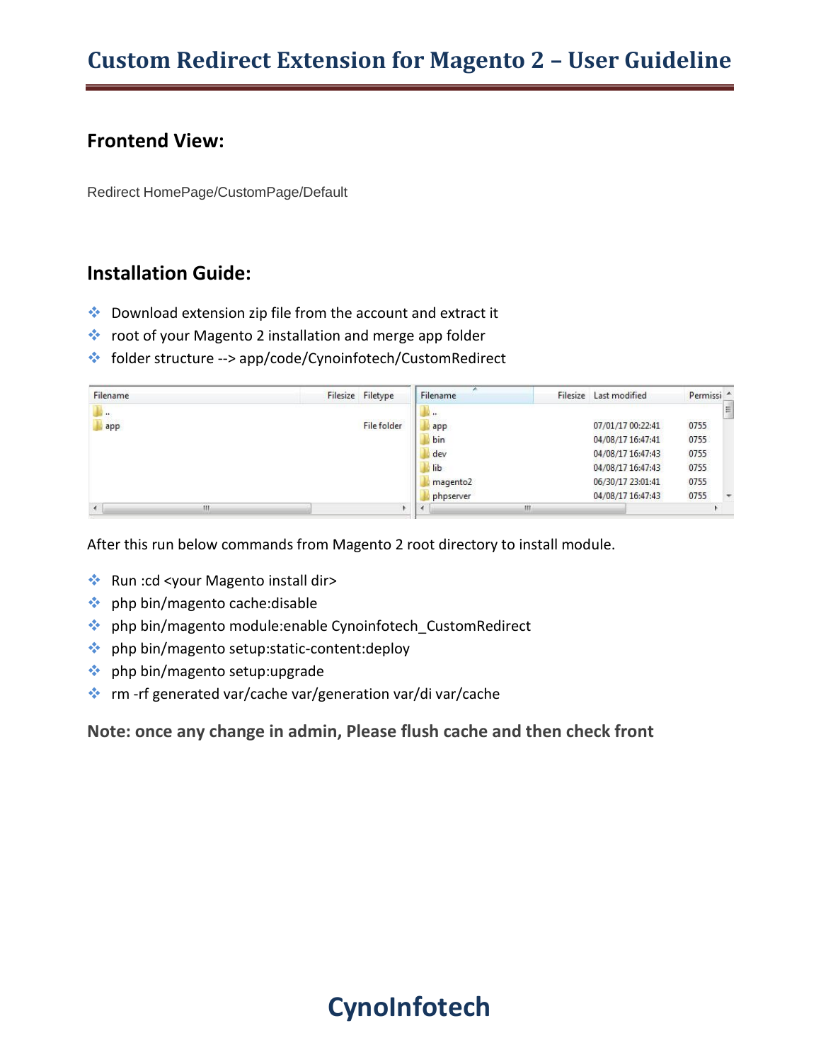## Frontend View:

Redirect HomePage/CustomPage/Default

## Installation Guide:

- Download extension zip file from the account and extract it
- root of your Magento 2 installation and merge app folder
- folder structure --> app/code/Cynoinfotech/CustomRedirect

After this run below commands from Magento 2 root directory to install module.

- Run :cd <your Magento install dir>
- php bin/magento cache:disable
- php bin/magento module:enable Cynoinfotech_CustomRedirect
- php bin/magento setup:static-content:deploy
- php bin/magento setup:upgrade
- rm -rf generated var/cache var/generation var/di var/cache

**Note: once any change in admin, Please flush cache and then check front**